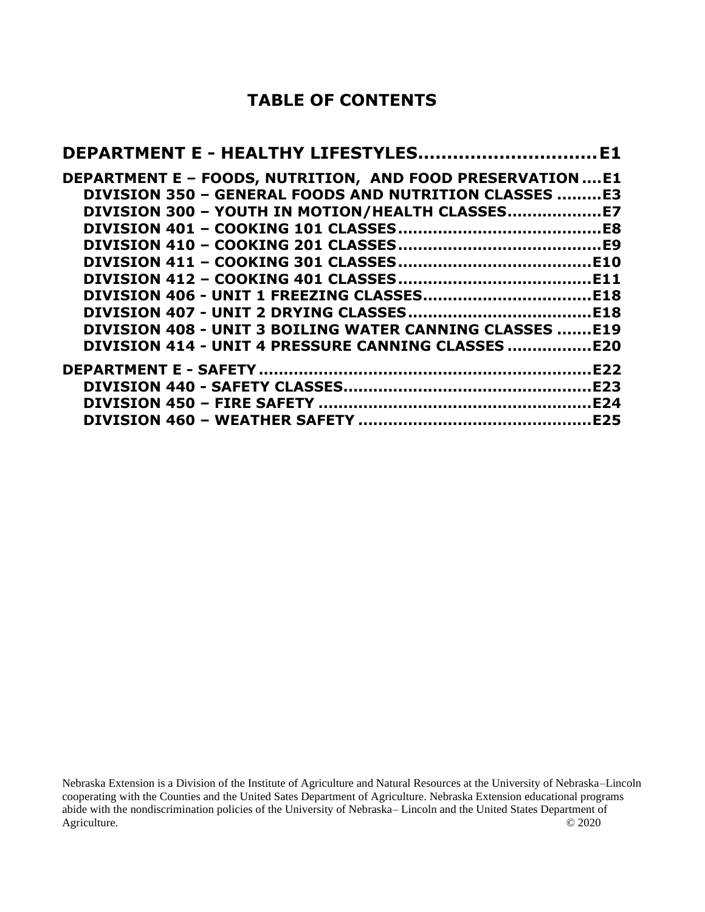# TABLE OF CONTENTS

**DEPARTMENT E - HEALTHY LIFESTYLES..............................E1**

**DEPARTMENT E – FOODS, NUTRITION, AND FOOD PRESERVATION....E1**
- **DIVISION 350 – GENERAL FOODS AND NUTRITION CLASSES .........E3**
- **DIVISION 300 – YOUTH IN MOTION/HEALTH CLASSES..................E7**
- **DIVISION 401 – COOKING 101 CLASSES........................................E8**
- **DIVISION 410 – COOKING 201 CLASSES........................................E9**
- **DIVISION 411 – COOKING 301 CLASSES......................................E10**
- **DIVISION 412 – COOKING 401 CLASSES......................................E11**
- **DIVISION 406 - UNIT 1 FREEZING CLASSES.................................E18**
- **DIVISION 407 - UNIT 2 DRYING CLASSES....................................E18**
- **DIVISION 408 - UNIT 3 BOILING WATER CANNING CLASSES .......E19**
- **DIVISION 414 - UNIT 4 PRESSURE CANNING CLASSES ................E20**

**DEPARTMENT E - SAFETY.................................................................E22**
- **DIVISION 440 - SAFETY CLASSES.................................................E23**
- **DIVISION 450 – FIRE SAFETY .....................................................E24**
- **DIVISION 460 – WEATHER SAFETY .............................................E25**

Nebraska Extension is a Division of the Institute of Agriculture and Natural Resources at the University of Nebraska–Lincoln cooperating with the Counties and the United Sates Department of Agriculture. Nebraska Extension educational programs abide with the nondiscrimination policies of the University of Nebraska– Lincoln and the United States Department of Agriculture. © 2020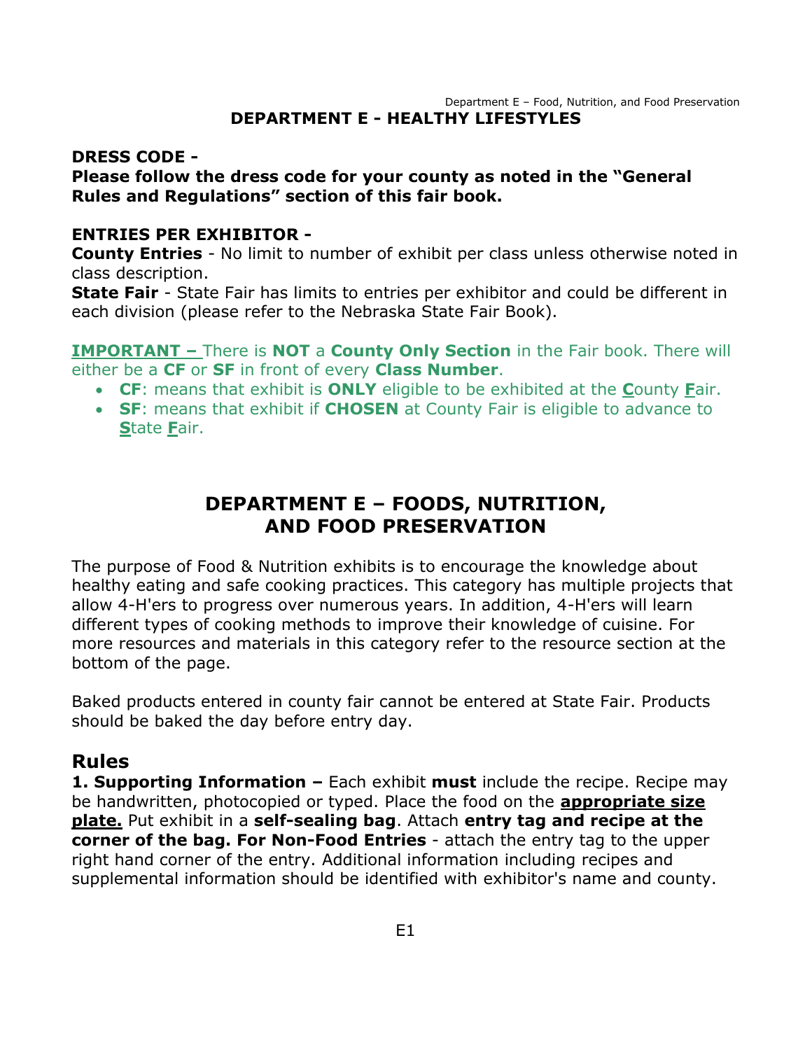# DEPARTMENT E - HEALTHY LIFESTYLES

**DRESS CODE -**
**Please follow the dress code for your county as noted in the "General Rules and Regulations" section of this fair book.**

**ENTRIES PER EXHIBITOR -**
**County Entries** - No limit to number of exhibit per class unless otherwise noted in class description.
**State Fair** - State Fair has limits to entries per exhibitor and could be different in each division (please refer to the Nebraska State Fair Book).

**IMPORTANT –** There is **NOT** a **County Only Section** in the Fair book. There will either be a **CF** or **SF** in front of every **Class Number**.

- **CF**: means that exhibit is **ONLY** eligible to be exhibited at the **C**ounty **F**air.
- **SF**: means that exhibit if **CHOSEN** at County Fair is eligible to advance to **S**tate **F**air.

# DEPARTMENT E – FOODS, NUTRITION, AND FOOD PRESERVATION

The purpose of Food & Nutrition exhibits is to encourage the knowledge about healthy eating and safe cooking practices. This category has multiple projects that allow 4-H'ers to progress over numerous years. In addition, 4-H'ers will learn different types of cooking methods to improve their knowledge of cuisine. For more resources and materials in this category refer to the resource section at the bottom of the page.

Baked products entered in county fair cannot be entered at State Fair. Products should be baked the day before entry day.

## Rules

**1. Supporting Information –** Each exhibit **must** include the recipe. Recipe may be handwritten, photocopied or typed. Place the food on the **appropriate size plate.** Put exhibit in a **self-sealing bag**. Attach **entry tag and recipe at the corner of the bag. For Non-Food Entries** - attach the entry tag to the upper right hand corner of the entry. Additional information including recipes and supplemental information should be identified with exhibitor's name and county.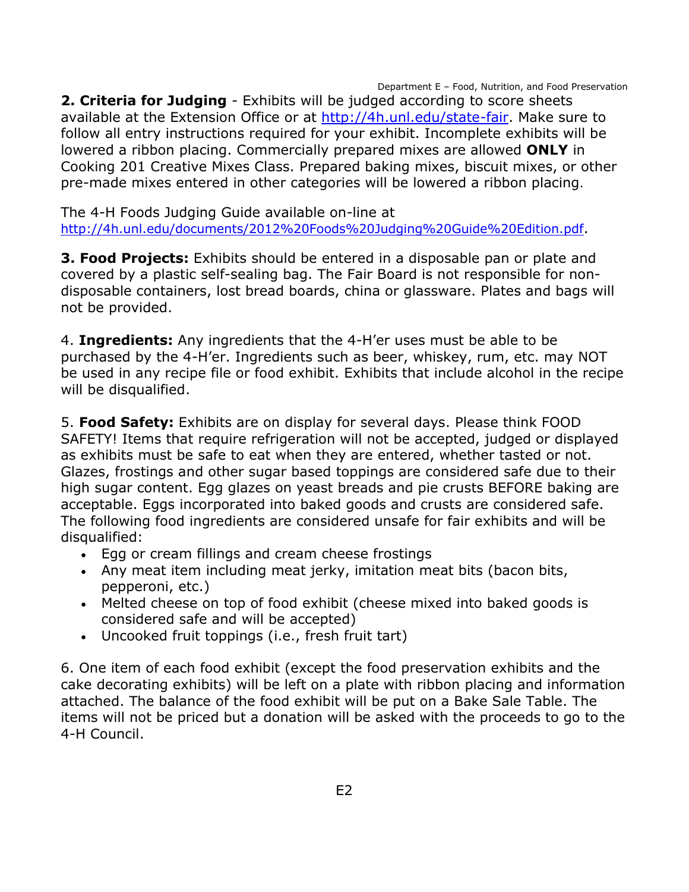**2. Criteria for Judging** - Exhibits will be judged according to score sheets available at the Extension Office or at http://4h.unl.edu/state-fair. Make sure to follow all entry instructions required for your exhibit. Incomplete exhibits will be lowered a ribbon placing. Commercially prepared mixes are allowed **ONLY** in Cooking 201 Creative Mixes Class. Prepared baking mixes, biscuit mixes, or other pre-made mixes entered in other categories will be lowered a ribbon placing.

The 4-H Foods Judging Guide available on-line at http://4h.unl.edu/documents/2012%20Foods%20Judging%20Guide%20Edition.pdf.

**3. Food Projects:** Exhibits should be entered in a disposable pan or plate and covered by a plastic self-sealing bag. The Fair Board is not responsible for non-disposable containers, lost bread boards, china or glassware. Plates and bags will not be provided.

4. **Ingredients:** Any ingredients that the 4-H'er uses must be able to be purchased by the 4-H'er. Ingredients such as beer, whiskey, rum, etc. may NOT be used in any recipe file or food exhibit. Exhibits that include alcohol in the recipe will be disqualified.

5. **Food Safety:** Exhibits are on display for several days. Please think FOOD SAFETY! Items that require refrigeration will not be accepted, judged or displayed as exhibits must be safe to eat when they are entered, whether tasted or not. Glazes, frostings and other sugar based toppings are considered safe due to their high sugar content. Egg glazes on yeast breads and pie crusts BEFORE baking are acceptable. Eggs incorporated into baked goods and crusts are considered safe. The following food ingredients are considered unsafe for fair exhibits and will be disqualified:

- Egg or cream fillings and cream cheese frostings
- Any meat item including meat jerky, imitation meat bits (bacon bits, pepperoni, etc.)
- Melted cheese on top of food exhibit (cheese mixed into baked goods is considered safe and will be accepted)
- Uncooked fruit toppings (i.e., fresh fruit tart)

6. One item of each food exhibit (except the food preservation exhibits and the cake decorating exhibits) will be left on a plate with ribbon placing and information attached. The balance of the food exhibit will be put on a Bake Sale Table. The items will not be priced but a donation will be asked with the proceeds to go to the 4-H Council.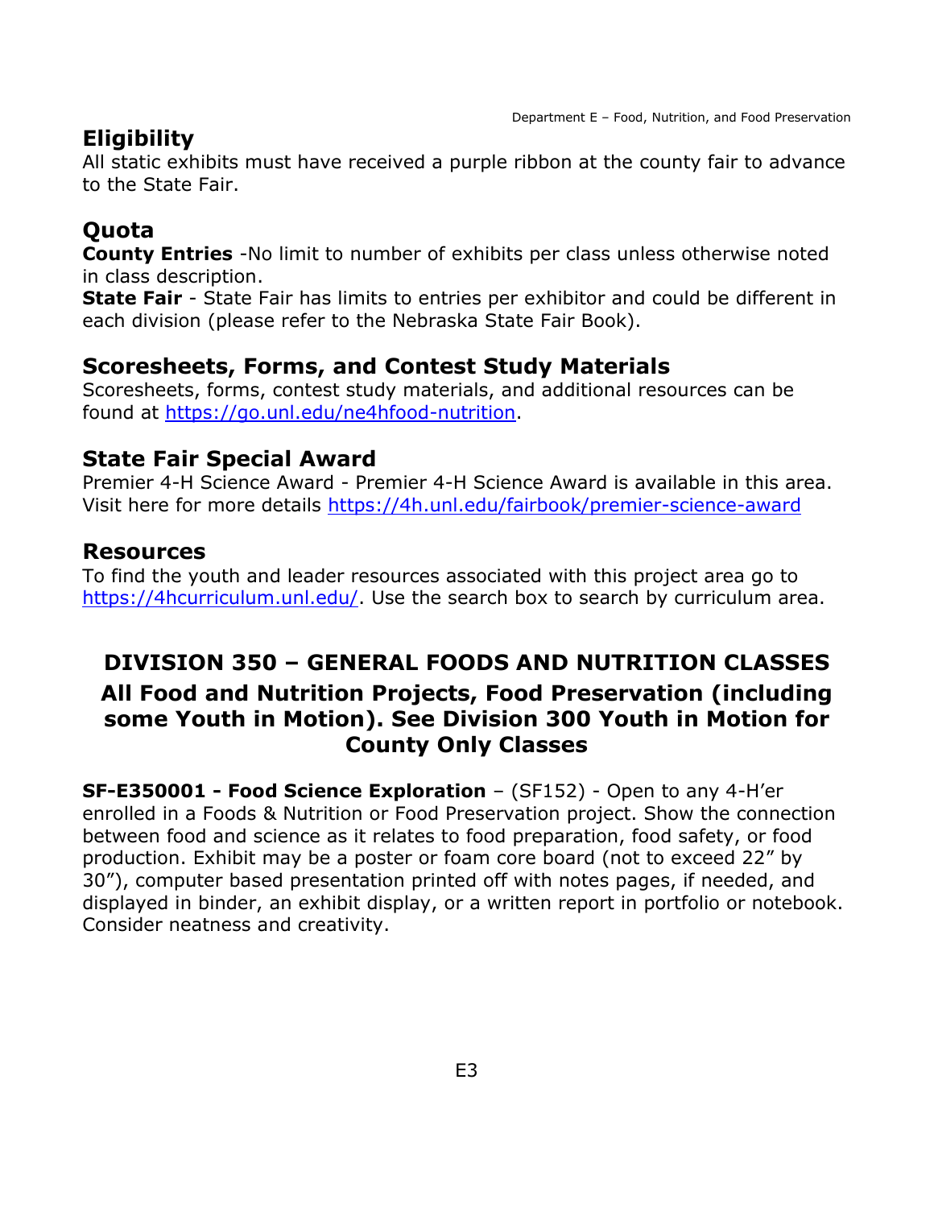## Eligibility

All static exhibits must have received a purple ribbon at the county fair to advance to the State Fair.

## Quota

**County Entries** -No limit to number of exhibits per class unless otherwise noted in class description.
**State Fair** - State Fair has limits to entries per exhibitor and could be different in each division (please refer to the Nebraska State Fair Book).

## Scoresheets, Forms, and Contest Study Materials

Scoresheets, forms, contest study materials, and additional resources can be found at https://go.unl.edu/ne4hfood-nutrition.

## State Fair Special Award

Premier 4-H Science Award - Premier 4-H Science Award is available in this area. Visit here for more details https://4h.unl.edu/fairbook/premier-science-award

## Resources

To find the youth and leader resources associated with this project area go to https://4hcurriculum.unl.edu/. Use the search box to search by curriculum area.

## DIVISION 350 – GENERAL FOODS AND NUTRITION CLASSES

### All Food and Nutrition Projects, Food Preservation (including some Youth in Motion). See Division 300 Youth in Motion for County Only Classes

**SF-E350001 - Food Science Exploration** – (SF152) - Open to any 4-H'er enrolled in a Foods & Nutrition or Food Preservation project. Show the connection between food and science as it relates to food preparation, food safety, or food production. Exhibit may be a poster or foam core board (not to exceed 22" by 30"), computer based presentation printed off with notes pages, if needed, and displayed in binder, an exhibit display, or a written report in portfolio or notebook. Consider neatness and creativity.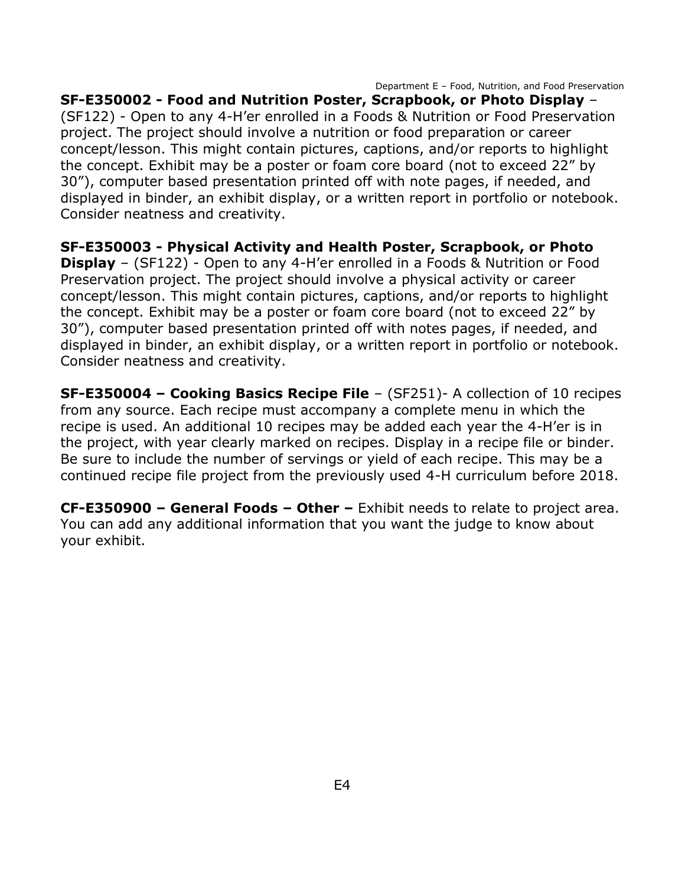**SF-E350002 - Food and Nutrition Poster, Scrapbook, or Photo Display** – (SF122) - Open to any 4-H'er enrolled in a Foods & Nutrition or Food Preservation project. The project should involve a nutrition or food preparation or career concept/lesson. This might contain pictures, captions, and/or reports to highlight the concept. Exhibit may be a poster or foam core board (not to exceed 22" by 30"), computer based presentation printed off with note pages, if needed, and displayed in binder, an exhibit display, or a written report in portfolio or notebook. Consider neatness and creativity.

**SF-E350003 - Physical Activity and Health Poster, Scrapbook, or Photo Display** – (SF122) - Open to any 4-H'er enrolled in a Foods & Nutrition or Food Preservation project. The project should involve a physical activity or career concept/lesson. This might contain pictures, captions, and/or reports to highlight the concept. Exhibit may be a poster or foam core board (not to exceed 22" by 30"), computer based presentation printed off with notes pages, if needed, and displayed in binder, an exhibit display, or a written report in portfolio or notebook. Consider neatness and creativity.

**SF-E350004 – Cooking Basics Recipe File** – (SF251)- A collection of 10 recipes from any source. Each recipe must accompany a complete menu in which the recipe is used. An additional 10 recipes may be added each year the 4-H'er is in the project, with year clearly marked on recipes. Display in a recipe file or binder. Be sure to include the number of servings or yield of each recipe. This may be a continued recipe file project from the previously used 4-H curriculum before 2018.

**CF-E350900 – General Foods – Other –** Exhibit needs to relate to project area. You can add any additional information that you want the judge to know about your exhibit.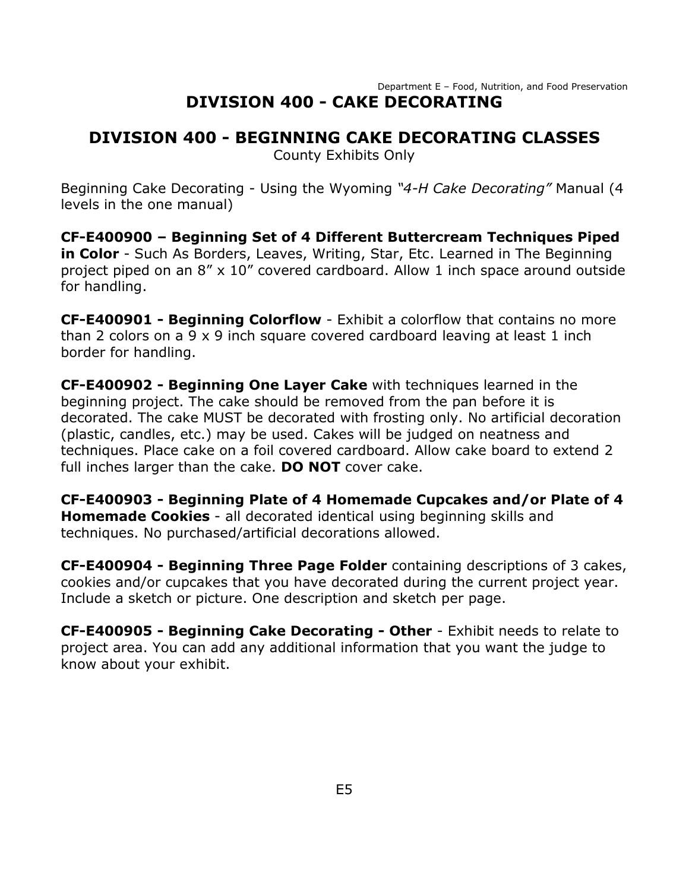# DIVISION 400 - CAKE DECORATING

## DIVISION 400 - BEGINNING CAKE DECORATING CLASSES

County Exhibits Only

Beginning Cake Decorating - Using the Wyoming *"4-H Cake Decorating"* Manual (4 levels in the one manual)

**CF-E400900 – Beginning Set of 4 Different Buttercream Techniques Piped in Color** - Such As Borders, Leaves, Writing, Star, Etc. Learned in The Beginning project piped on an 8" x 10" covered cardboard. Allow 1 inch space around outside for handling.

**CF-E400901 - Beginning Colorflow** - Exhibit a colorflow that contains no more than 2 colors on a 9 x 9 inch square covered cardboard leaving at least 1 inch border for handling.

**CF-E400902 - Beginning One Layer Cake** with techniques learned in the beginning project. The cake should be removed from the pan before it is decorated. The cake MUST be decorated with frosting only. No artificial decoration (plastic, candles, etc.) may be used. Cakes will be judged on neatness and techniques. Place cake on a foil covered cardboard. Allow cake board to extend 2 full inches larger than the cake. **DO NOT** cover cake.

**CF-E400903 - Beginning Plate of 4 Homemade Cupcakes and/or Plate of 4 Homemade Cookies** - all decorated identical using beginning skills and techniques. No purchased/artificial decorations allowed.

**CF-E400904 - Beginning Three Page Folder** containing descriptions of 3 cakes, cookies and/or cupcakes that you have decorated during the current project year. Include a sketch or picture. One description and sketch per page.

**CF-E400905 - Beginning Cake Decorating - Other** - Exhibit needs to relate to project area. You can add any additional information that you want the judge to know about your exhibit.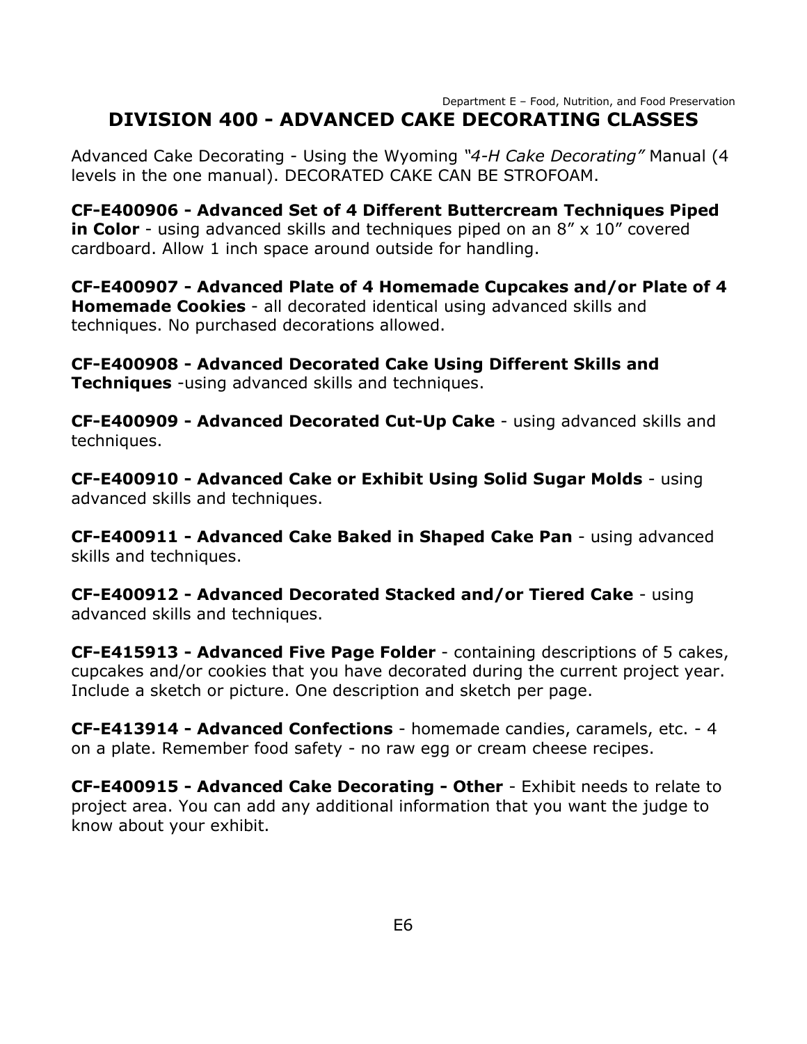# DIVISION 400 - ADVANCED CAKE DECORATING CLASSES

Advanced Cake Decorating - Using the Wyoming *"4-H Cake Decorating"* Manual (4 levels in the one manual). DECORATED CAKE CAN BE STROFOAM.

**CF-E400906 - Advanced Set of 4 Different Buttercream Techniques Piped in Color** - using advanced skills and techniques piped on an 8" x 10" covered cardboard. Allow 1 inch space around outside for handling.

**CF-E400907 - Advanced Plate of 4 Homemade Cupcakes and/or Plate of 4 Homemade Cookies** - all decorated identical using advanced skills and techniques. No purchased decorations allowed.

**CF-E400908 - Advanced Decorated Cake Using Different Skills and Techniques** -using advanced skills and techniques.

**CF-E400909 - Advanced Decorated Cut-Up Cake** - using advanced skills and techniques.

**CF-E400910 - Advanced Cake or Exhibit Using Solid Sugar Molds** - using advanced skills and techniques.

**CF-E400911 - Advanced Cake Baked in Shaped Cake Pan** - using advanced skills and techniques.

**CF-E400912 - Advanced Decorated Stacked and/or Tiered Cake** - using advanced skills and techniques.

**CF-E415913 - Advanced Five Page Folder** - containing descriptions of 5 cakes, cupcakes and/or cookies that you have decorated during the current project year. Include a sketch or picture. One description and sketch per page.

**CF-E413914 - Advanced Confections** - homemade candies, caramels, etc. - 4 on a plate. Remember food safety - no raw egg or cream cheese recipes.

**CF-E400915 - Advanced Cake Decorating - Other** - Exhibit needs to relate to project area. You can add any additional information that you want the judge to know about your exhibit.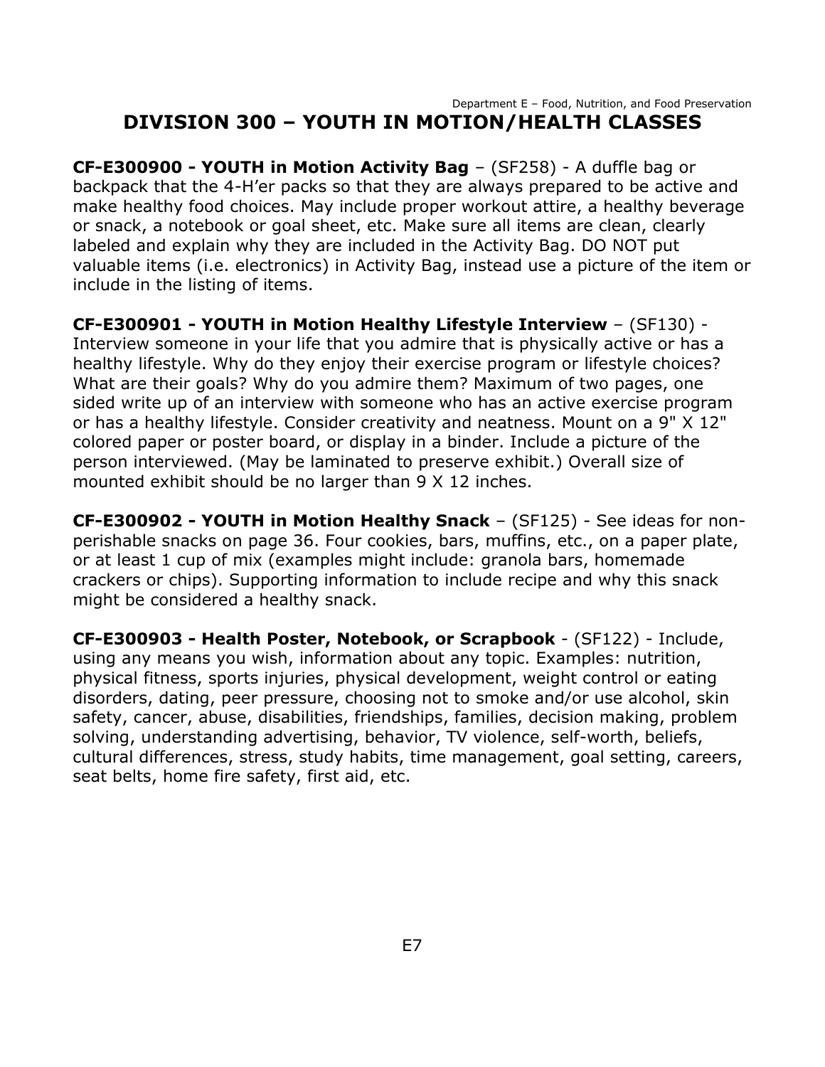## DIVISION 300 – YOUTH IN MOTION/HEALTH CLASSES

**CF-E300900 - YOUTH in Motion Activity Bag** – (SF258) - A duffle bag or backpack that the 4-H'er packs so that they are always prepared to be active and make healthy food choices. May include proper workout attire, a healthy beverage or snack, a notebook or goal sheet, etc. Make sure all items are clean, clearly labeled and explain why they are included in the Activity Bag. DO NOT put valuable items (i.e. electronics) in Activity Bag, instead use a picture of the item or include in the listing of items.

**CF-E300901 - YOUTH in Motion Healthy Lifestyle Interview** – (SF130) - Interview someone in your life that you admire that is physically active or has a healthy lifestyle. Why do they enjoy their exercise program or lifestyle choices? What are their goals? Why do you admire them? Maximum of two pages, one sided write up of an interview with someone who has an active exercise program or has a healthy lifestyle. Consider creativity and neatness. Mount on a 9" X 12" colored paper or poster board, or display in a binder. Include a picture of the person interviewed. (May be laminated to preserve exhibit.) Overall size of mounted exhibit should be no larger than 9 X 12 inches.

**CF-E300902 - YOUTH in Motion Healthy Snack** – (SF125) - See ideas for non-perishable snacks on page 36. Four cookies, bars, muffins, etc., on a paper plate, or at least 1 cup of mix (examples might include: granola bars, homemade crackers or chips). Supporting information to include recipe and why this snack might be considered a healthy snack.

**CF-E300903 - Health Poster, Notebook, or Scrapbook** - (SF122) - Include, using any means you wish, information about any topic. Examples: nutrition, physical fitness, sports injuries, physical development, weight control or eating disorders, dating, peer pressure, choosing not to smoke and/or use alcohol, skin safety, cancer, abuse, disabilities, friendships, families, decision making, problem solving, understanding advertising, behavior, TV violence, self-worth, beliefs, cultural differences, stress, study habits, time management, goal setting, careers, seat belts, home fire safety, first aid, etc.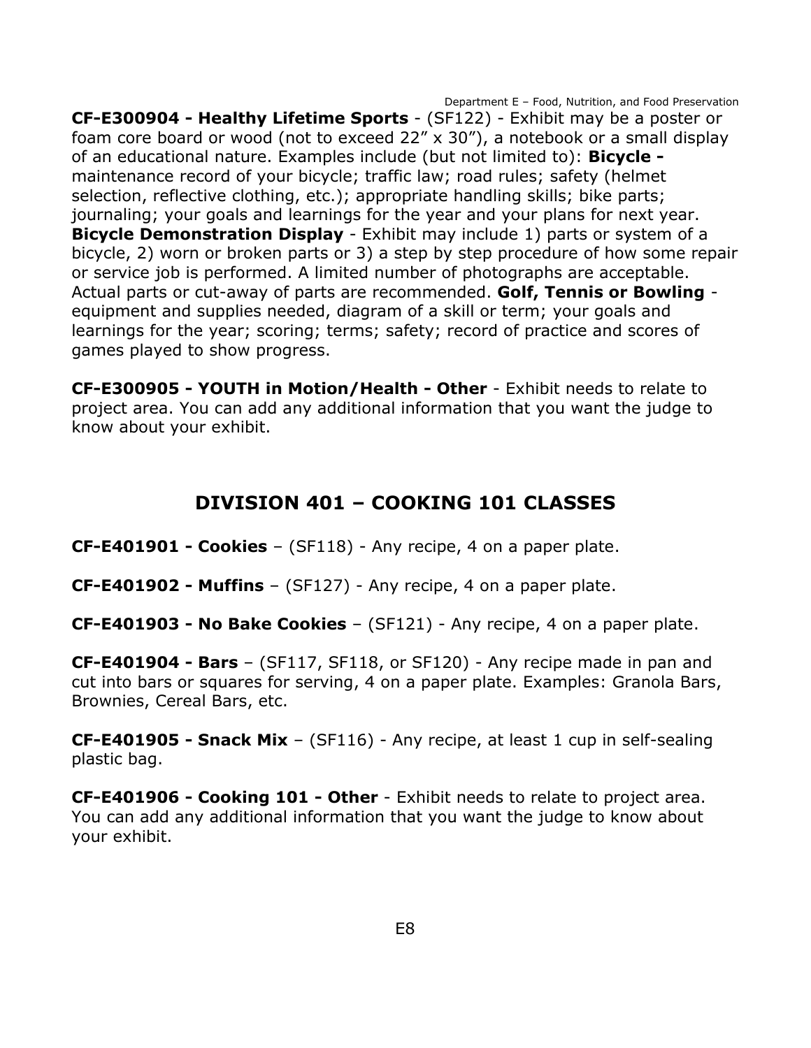**CF-E300904 - Healthy Lifetime Sports** - (SF122) - Exhibit may be a poster or foam core board or wood (not to exceed 22" x 30"), a notebook or a small display of an educational nature. Examples include (but not limited to): **Bicycle -** maintenance record of your bicycle; traffic law; road rules; safety (helmet selection, reflective clothing, etc.); appropriate handling skills; bike parts; journaling; your goals and learnings for the year and your plans for next year. **Bicycle Demonstration Display** - Exhibit may include 1) parts or system of a bicycle, 2) worn or broken parts or 3) a step by step procedure of how some repair or service job is performed. A limited number of photographs are acceptable. Actual parts or cut-away of parts are recommended. **Golf, Tennis or Bowling** - equipment and supplies needed, diagram of a skill or term; your goals and learnings for the year; scoring; terms; safety; record of practice and scores of games played to show progress.

**CF-E300905 - YOUTH in Motion/Health - Other** - Exhibit needs to relate to project area. You can add any additional information that you want the judge to know about your exhibit.

## DIVISION 401 – COOKING 101 CLASSES

**CF-E401901 - Cookies** – (SF118) - Any recipe, 4 on a paper plate.

**CF-E401902 - Muffins** – (SF127) - Any recipe, 4 on a paper plate.

**CF-E401903 - No Bake Cookies** – (SF121) - Any recipe, 4 on a paper plate.

**CF-E401904 - Bars** – (SF117, SF118, or SF120) - Any recipe made in pan and cut into bars or squares for serving, 4 on a paper plate. Examples: Granola Bars, Brownies, Cereal Bars, etc.

**CF-E401905 - Snack Mix** – (SF116) - Any recipe, at least 1 cup in self-sealing plastic bag.

**CF-E401906 - Cooking 101 - Other** - Exhibit needs to relate to project area. You can add any additional information that you want the judge to know about your exhibit.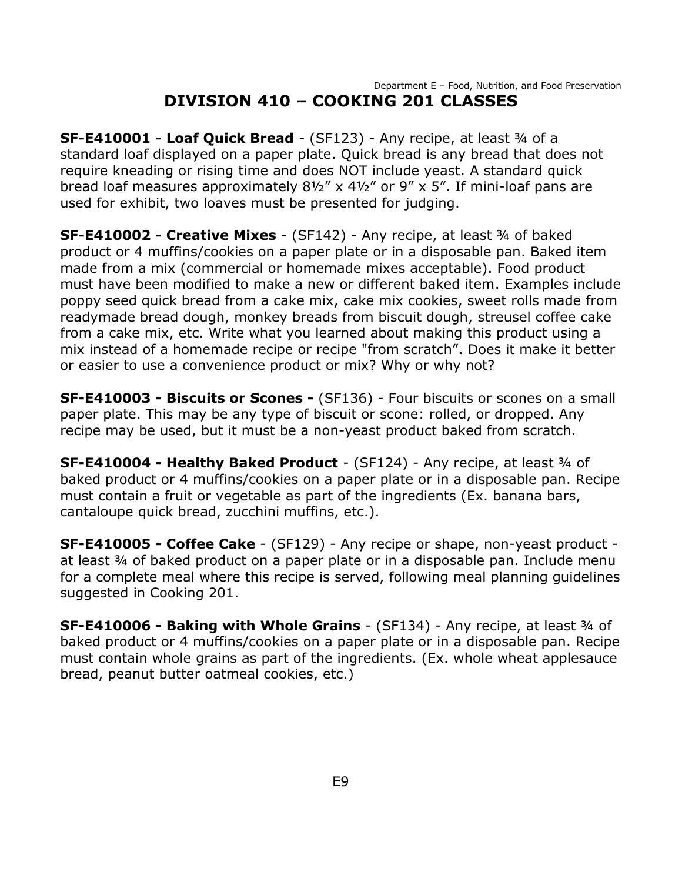# DIVISION 410 – COOKING 201 CLASSES

**SF-E410001 - Loaf Quick Bread** - (SF123) - Any recipe, at least ¾ of a standard loaf displayed on a paper plate. Quick bread is any bread that does not require kneading or rising time and does NOT include yeast. A standard quick bread loaf measures approximately 8½" x 4½" or 9" x 5". If mini-loaf pans are used for exhibit, two loaves must be presented for judging.

**SF-E410002 - Creative Mixes** - (SF142) - Any recipe, at least ¾ of baked product or 4 muffins/cookies on a paper plate or in a disposable pan. Baked item made from a mix (commercial or homemade mixes acceptable). Food product must have been modified to make a new or different baked item. Examples include poppy seed quick bread from a cake mix, cake mix cookies, sweet rolls made from readymade bread dough, monkey breads from biscuit dough, streusel coffee cake from a cake mix, etc. Write what you learned about making this product using a mix instead of a homemade recipe or recipe "from scratch". Does it make it better or easier to use a convenience product or mix? Why or why not?

**SF-E410003 - Biscuits or Scones -** (SF136) - Four biscuits or scones on a small paper plate. This may be any type of biscuit or scone: rolled, or dropped. Any recipe may be used, but it must be a non-yeast product baked from scratch.

**SF-E410004 - Healthy Baked Product** - (SF124) - Any recipe, at least ¾ of baked product or 4 muffins/cookies on a paper plate or in a disposable pan. Recipe must contain a fruit or vegetable as part of the ingredients (Ex. banana bars, cantaloupe quick bread, zucchini muffins, etc.).

**SF-E410005 - Coffee Cake** - (SF129) - Any recipe or shape, non-yeast product - at least ¾ of baked product on a paper plate or in a disposable pan. Include menu for a complete meal where this recipe is served, following meal planning guidelines suggested in Cooking 201.

**SF-E410006 - Baking with Whole Grains** - (SF134) - Any recipe, at least ¾ of baked product or 4 muffins/cookies on a paper plate or in a disposable pan. Recipe must contain whole grains as part of the ingredients. (Ex. whole wheat applesauce bread, peanut butter oatmeal cookies, etc.)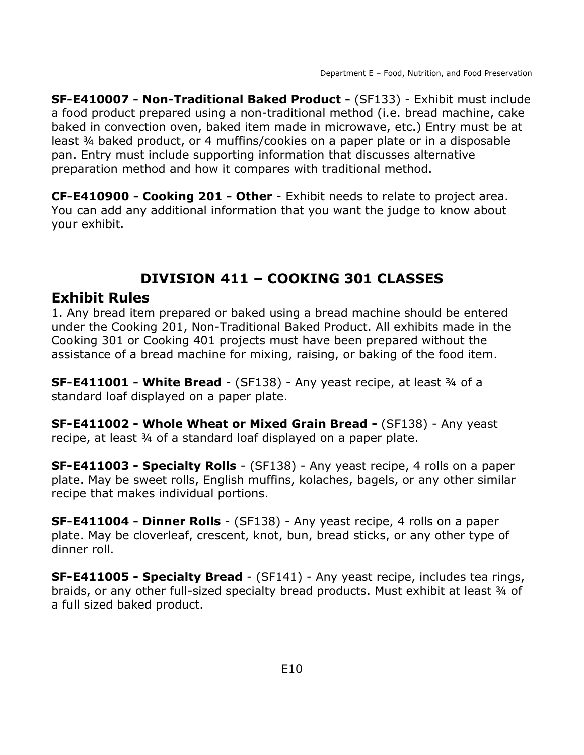**SF-E410007 - Non-Traditional Baked Product -** (SF133) - Exhibit must include a food product prepared using a non-traditional method (i.e. bread machine, cake baked in convection oven, baked item made in microwave, etc.) Entry must be at least ¾ baked product, or 4 muffins/cookies on a paper plate or in a disposable pan. Entry must include supporting information that discusses alternative preparation method and how it compares with traditional method.

**CF-E410900 - Cooking 201 - Other** - Exhibit needs to relate to project area. You can add any additional information that you want the judge to know about your exhibit.

# DIVISION 411 – COOKING 301 CLASSES

## Exhibit Rules

1. Any bread item prepared or baked using a bread machine should be entered under the Cooking 201, Non-Traditional Baked Product. All exhibits made in the Cooking 301 or Cooking 401 projects must have been prepared without the assistance of a bread machine for mixing, raising, or baking of the food item.

**SF-E411001 - White Bread** - (SF138) - Any yeast recipe, at least ¾ of a standard loaf displayed on a paper plate.

**SF-E411002 - Whole Wheat or Mixed Grain Bread -** (SF138) - Any yeast recipe, at least ¾ of a standard loaf displayed on a paper plate.

**SF-E411003 - Specialty Rolls** - (SF138) - Any yeast recipe, 4 rolls on a paper plate. May be sweet rolls, English muffins, kolaches, bagels, or any other similar recipe that makes individual portions.

**SF-E411004 - Dinner Rolls** - (SF138) - Any yeast recipe, 4 rolls on a paper plate. May be cloverleaf, crescent, knot, bun, bread sticks, or any other type of dinner roll.

**SF-E411005 - Specialty Bread** - (SF141) - Any yeast recipe, includes tea rings, braids, or any other full-sized specialty bread products. Must exhibit at least ¾ of a full sized baked product.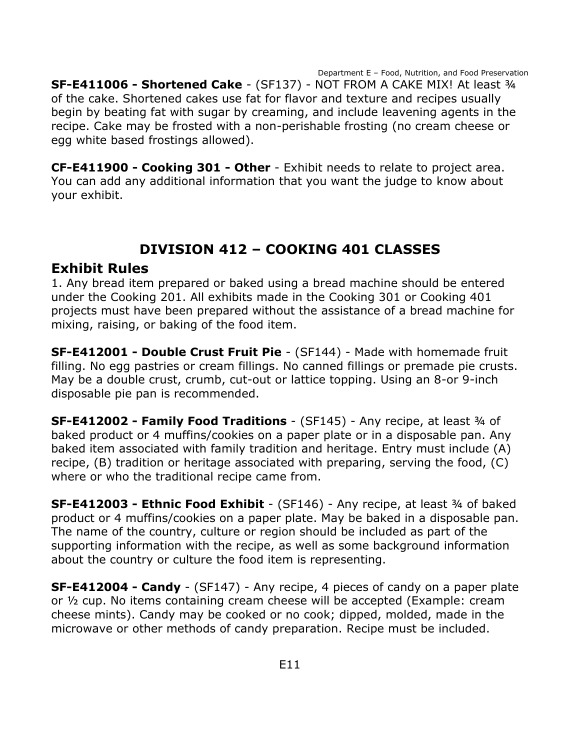**SF-E411006 - Shortened Cake** - (SF137) - NOT FROM A CAKE MIX! At least ¾ of the cake. Shortened cakes use fat for flavor and texture and recipes usually begin by beating fat with sugar by creaming, and include leavening agents in the recipe. Cake may be frosted with a non-perishable frosting (no cream cheese or egg white based frostings allowed).

**CF-E411900 - Cooking 301 - Other** - Exhibit needs to relate to project area. You can add any additional information that you want the judge to know about your exhibit.

## DIVISION 412 – COOKING 401 CLASSES

### Exhibit Rules

1. Any bread item prepared or baked using a bread machine should be entered under the Cooking 201. All exhibits made in the Cooking 301 or Cooking 401 projects must have been prepared without the assistance of a bread machine for mixing, raising, or baking of the food item.

**SF-E412001 - Double Crust Fruit Pie** - (SF144) - Made with homemade fruit filling. No egg pastries or cream fillings. No canned fillings or premade pie crusts. May be a double crust, crumb, cut-out or lattice topping. Using an 8-or 9-inch disposable pie pan is recommended.

**SF-E412002 - Family Food Traditions** - (SF145) - Any recipe, at least ¾ of baked product or 4 muffins/cookies on a paper plate or in a disposable pan. Any baked item associated with family tradition and heritage. Entry must include (A) recipe, (B) tradition or heritage associated with preparing, serving the food, (C) where or who the traditional recipe came from.

**SF-E412003 - Ethnic Food Exhibit** - (SF146) - Any recipe, at least ¾ of baked product or 4 muffins/cookies on a paper plate. May be baked in a disposable pan. The name of the country, culture or region should be included as part of the supporting information with the recipe, as well as some background information about the country or culture the food item is representing.

**SF-E412004 - Candy** - (SF147) - Any recipe, 4 pieces of candy on a paper plate or ½ cup. No items containing cream cheese will be accepted (Example: cream cheese mints). Candy may be cooked or no cook; dipped, molded, made in the microwave or other methods of candy preparation. Recipe must be included.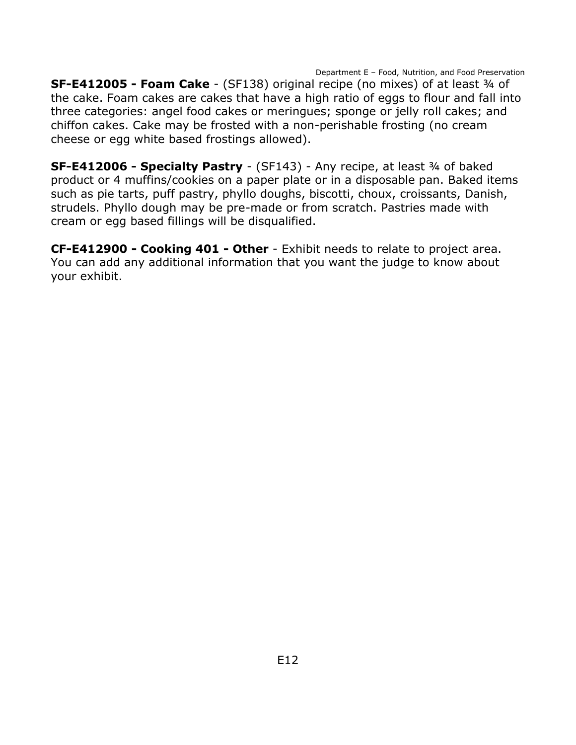**SF-E412005 - Foam Cake** - (SF138) original recipe (no mixes) of at least ¾ of the cake. Foam cakes are cakes that have a high ratio of eggs to flour and fall into three categories: angel food cakes or meringues; sponge or jelly roll cakes; and chiffon cakes. Cake may be frosted with a non-perishable frosting (no cream cheese or egg white based frostings allowed).

**SF-E412006 - Specialty Pastry** - (SF143) - Any recipe, at least ¾ of baked product or 4 muffins/cookies on a paper plate or in a disposable pan. Baked items such as pie tarts, puff pastry, phyllo doughs, biscotti, choux, croissants, Danish, strudels. Phyllo dough may be pre-made or from scratch. Pastries made with cream or egg based fillings will be disqualified.

**CF-E412900 - Cooking 401 - Other** - Exhibit needs to relate to project area. You can add any additional information that you want the judge to know about your exhibit.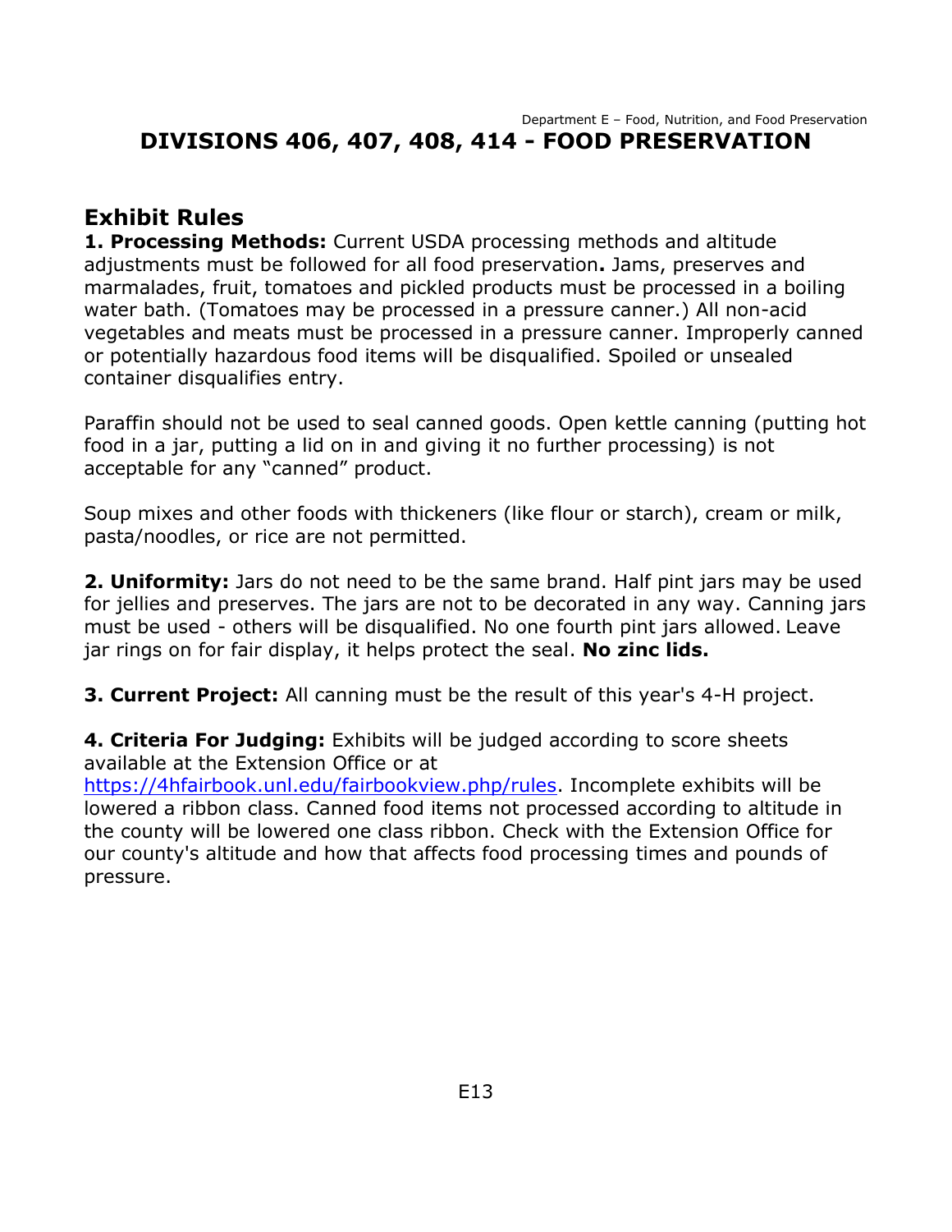# DIVISIONS 406, 407, 408, 414 - FOOD PRESERVATION

## Exhibit Rules

**1. Processing Methods:** Current USDA processing methods and altitude adjustments must be followed for all food preservation**.** Jams, preserves and marmalades, fruit, tomatoes and pickled products must be processed in a boiling water bath. (Tomatoes may be processed in a pressure canner.) All non-acid vegetables and meats must be processed in a pressure canner. Improperly canned or potentially hazardous food items will be disqualified. Spoiled or unsealed container disqualifies entry.

Paraffin should not be used to seal canned goods. Open kettle canning (putting hot food in a jar, putting a lid on in and giving it no further processing) is not acceptable for any "canned" product.

Soup mixes and other foods with thickeners (like flour or starch), cream or milk, pasta/noodles, or rice are not permitted.

**2. Uniformity:** Jars do not need to be the same brand. Half pint jars may be used for jellies and preserves. The jars are not to be decorated in any way. Canning jars must be used - others will be disqualified. No one fourth pint jars allowed. Leave jar rings on for fair display, it helps protect the seal. **No zinc lids.**

**3. Current Project:** All canning must be the result of this year's 4-H project.

**4. Criteria For Judging:** Exhibits will be judged according to score sheets available at the Extension Office or at https://4hfairbook.unl.edu/fairbookview.php/rules. Incomplete exhibits will be lowered a ribbon class. Canned food items not processed according to altitude in the county will be lowered one class ribbon. Check with the Extension Office for our county's altitude and how that affects food processing times and pounds of pressure.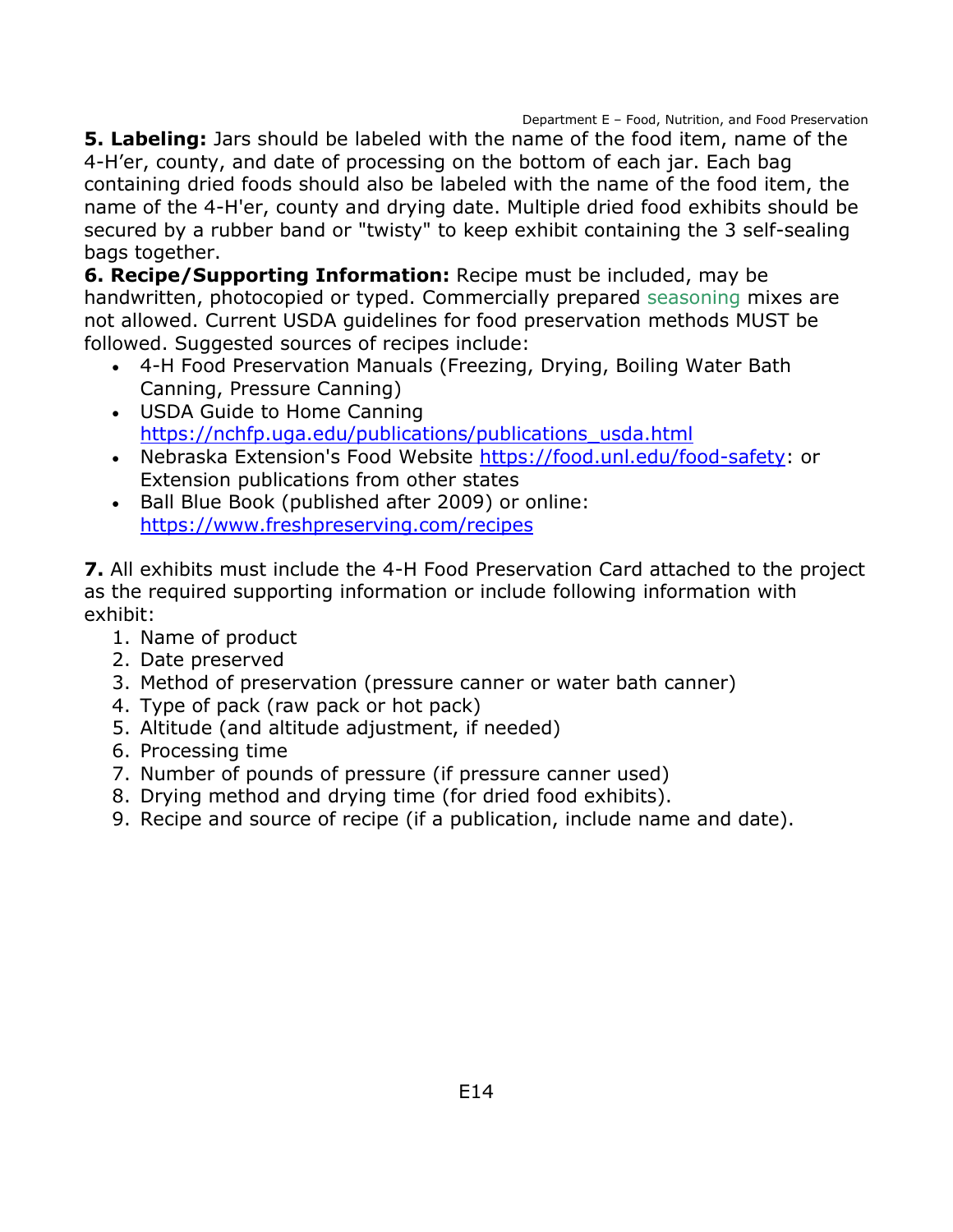**5. Labeling:** Jars should be labeled with the name of the food item, name of the 4-H'er, county, and date of processing on the bottom of each jar. Each bag containing dried foods should also be labeled with the name of the food item, the name of the 4-H'er, county and drying date. Multiple dried food exhibits should be secured by a rubber band or "twisty" to keep exhibit containing the 3 self-sealing bags together.

**6. Recipe/Supporting Information:** Recipe must be included, may be handwritten, photocopied or typed. Commercially prepared seasoning mixes are not allowed. Current USDA guidelines for food preservation methods MUST be followed. Suggested sources of recipes include:

- 4-H Food Preservation Manuals (Freezing, Drying, Boiling Water Bath Canning, Pressure Canning)
- USDA Guide to Home Canning https://nchfp.uga.edu/publications/publications_usda.html
- Nebraska Extension's Food Website https://food.unl.edu/food-safety: or Extension publications from other states
- Ball Blue Book (published after 2009) or online: https://www.freshpreserving.com/recipes

**7.** All exhibits must include the 4-H Food Preservation Card attached to the project as the required supporting information or include following information with exhibit:

1. Name of product
2. Date preserved
3. Method of preservation (pressure canner or water bath canner)
4. Type of pack (raw pack or hot pack)
5. Altitude (and altitude adjustment, if needed)
6. Processing time
7. Number of pounds of pressure (if pressure canner used)
8. Drying method and drying time (for dried food exhibits).
9. Recipe and source of recipe (if a publication, include name and date).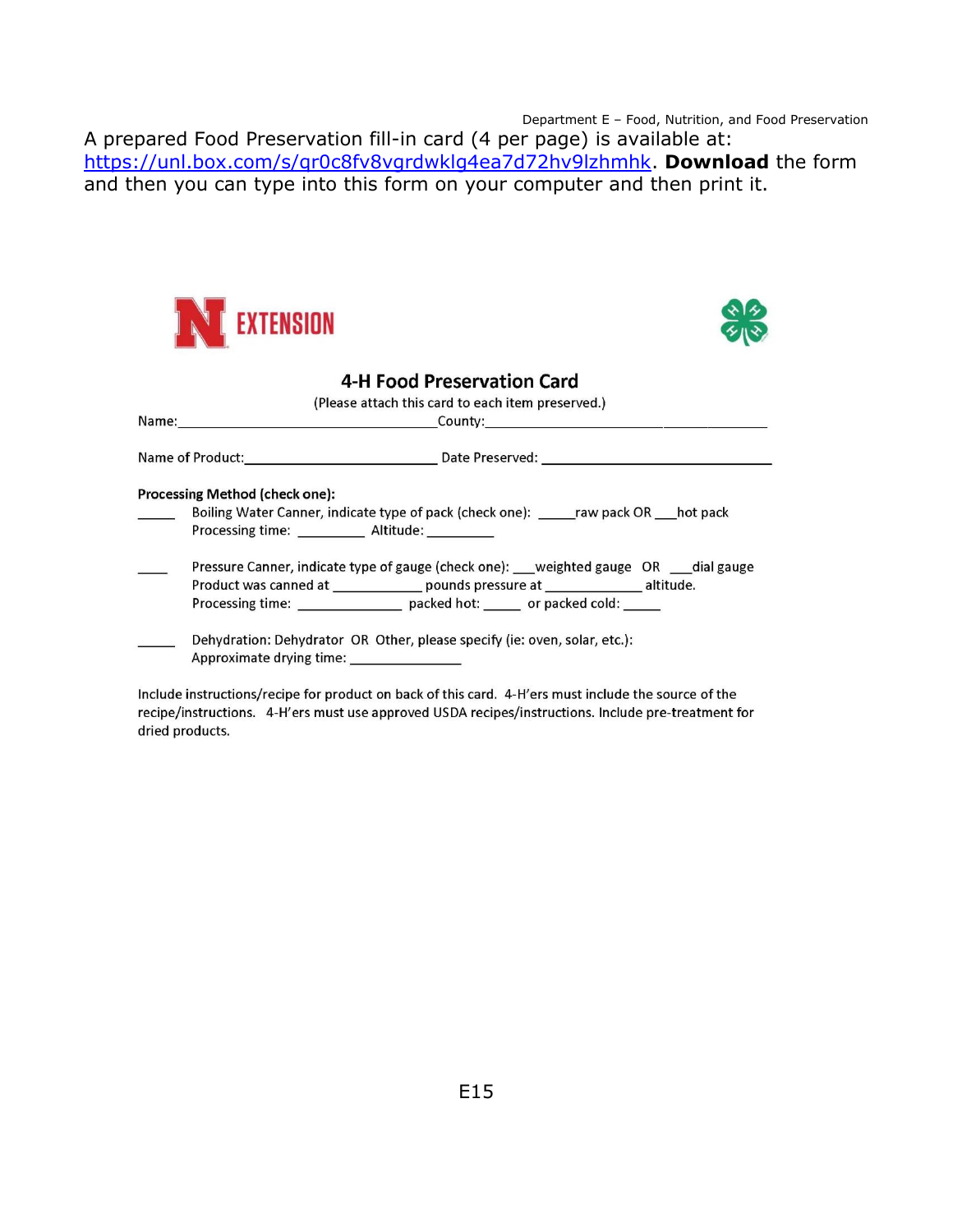A prepared Food Preservation fill-in card (4 per page) is available at: https://unl.box.com/s/qr0c8fv8vgrdwklg4ea7d72hv9lzhmhk. **Download** the form and then you can type into this form on your computer and then print it.

EXTENSION

## 4-H Food Preservation Card

(Please attach this card to each item preserved.)

Name:___________________________________County:_______________________________________

Name of Product:__________________________ Date Preserved: _______________________________

**Processing Method (check one):**

_____ Boiling Water Canner, indicate type of pack (check one): _____raw pack OR ___hot pack
Processing time: _________ Altitude: _________

____ Pressure Canner, indicate type of gauge (check one): ___weighted gauge OR ___dial gauge
Product was canned at ____________ pounds pressure at ____________ altitude.
Processing time: ______________ packed hot: _____ or packed cold: _____

_____ Dehydration: Dehydrator OR Other, please specify (ie: oven, solar, etc.):
Approximate drying time: _______________

Include instructions/recipe for product on back of this card. 4-H'ers must include the source of the recipe/instructions. 4-H'ers must use approved USDA recipes/instructions. Include pre-treatment for dried products.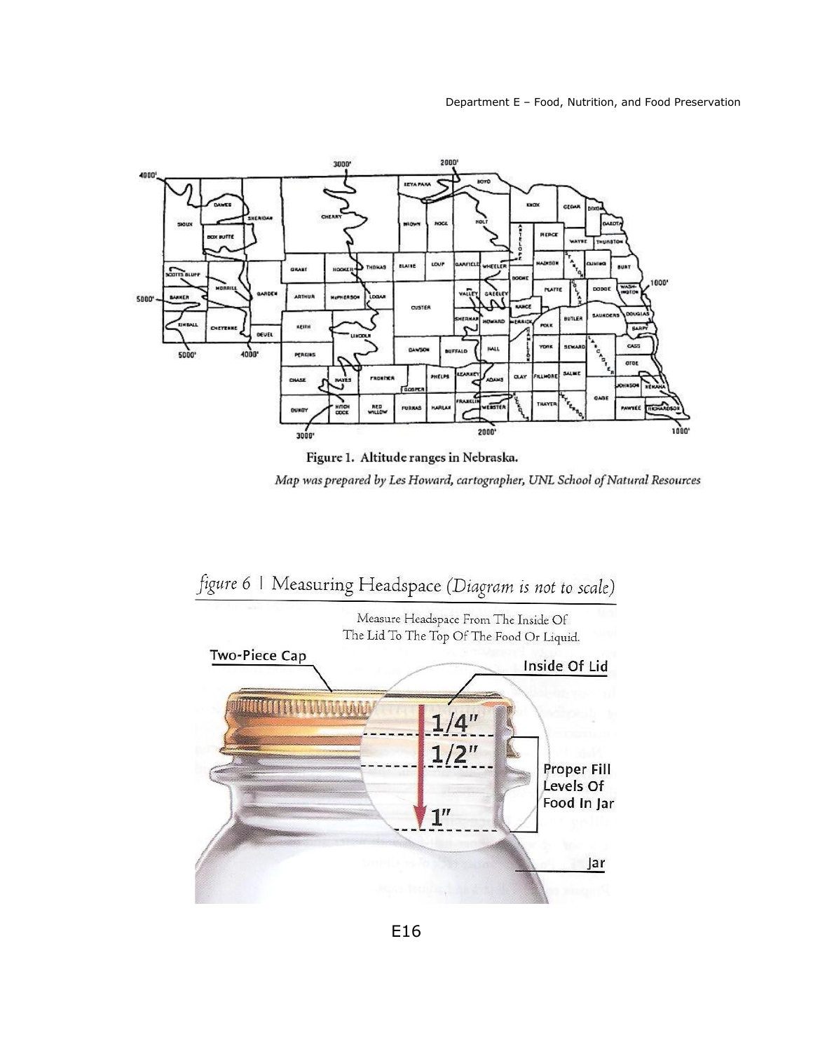Figure 1. Altitude ranges in Nebraska.

*Map was prepared by Les Howard, cartographer, UNL School of Natural Resources*

*figure 6* | Measuring Headspace *(Diagram is not to scale)*

Measure Headspace From The Inside Of The Lid To The Top Of The Food Or Liquid.

Two-Piece Cap

Inside Of Lid

1/4"

1/2"

1"

Proper Fill Levels Of Food In Jar

Jar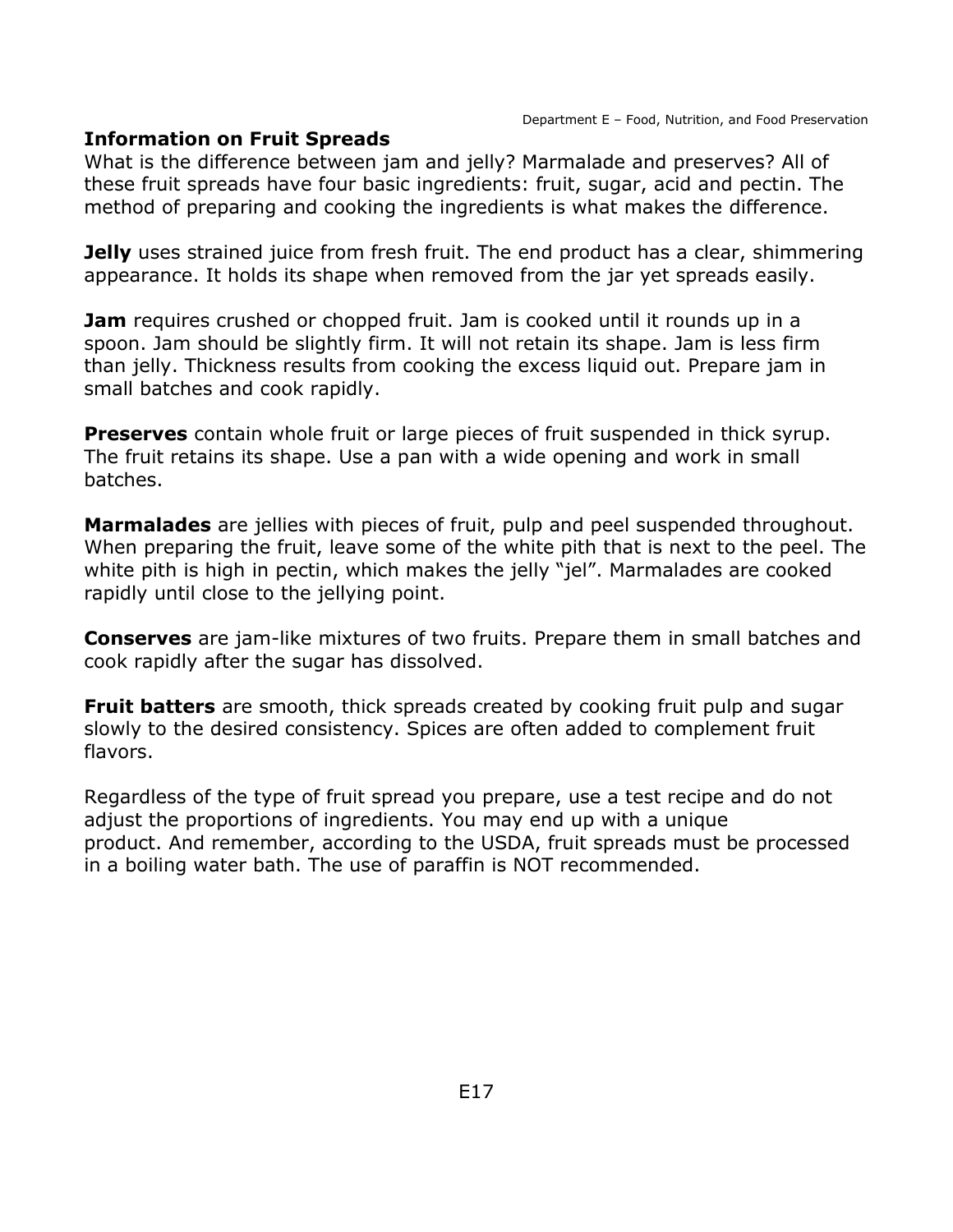## Information on Fruit Spreads

What is the difference between jam and jelly? Marmalade and preserves? All of these fruit spreads have four basic ingredients: fruit, sugar, acid and pectin. The method of preparing and cooking the ingredients is what makes the difference.

**Jelly** uses strained juice from fresh fruit. The end product has a clear, shimmering appearance. It holds its shape when removed from the jar yet spreads easily.

**Jam** requires crushed or chopped fruit. Jam is cooked until it rounds up in a spoon. Jam should be slightly firm. It will not retain its shape. Jam is less firm than jelly. Thickness results from cooking the excess liquid out. Prepare jam in small batches and cook rapidly.

**Preserves** contain whole fruit or large pieces of fruit suspended in thick syrup. The fruit retains its shape. Use a pan with a wide opening and work in small batches.

**Marmalades** are jellies with pieces of fruit, pulp and peel suspended throughout. When preparing the fruit, leave some of the white pith that is next to the peel. The white pith is high in pectin, which makes the jelly "jel". Marmalades are cooked rapidly until close to the jellying point.

**Conserves** are jam-like mixtures of two fruits. Prepare them in small batches and cook rapidly after the sugar has dissolved.

**Fruit batters** are smooth, thick spreads created by cooking fruit pulp and sugar slowly to the desired consistency. Spices are often added to complement fruit flavors.

Regardless of the type of fruit spread you prepare, use a test recipe and do not adjust the proportions of ingredients. You may end up with a unique product. And remember, according to the USDA, fruit spreads must be processed in a boiling water bath. The use of paraffin is NOT recommended.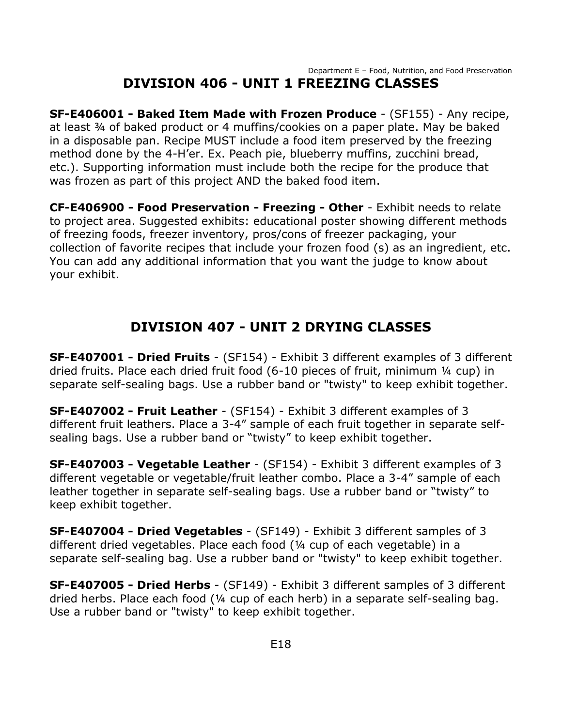## DIVISION 406 - UNIT 1 FREEZING CLASSES

**SF-E406001 - Baked Item Made with Frozen Produce** - (SF155) - Any recipe, at least ¾ of baked product or 4 muffins/cookies on a paper plate. May be baked in a disposable pan. Recipe MUST include a food item preserved by the freezing method done by the 4-H'er. Ex. Peach pie, blueberry muffins, zucchini bread, etc.). Supporting information must include both the recipe for the produce that was frozen as part of this project AND the baked food item.

**CF-E406900 - Food Preservation - Freezing - Other** - Exhibit needs to relate to project area. Suggested exhibits: educational poster showing different methods of freezing foods, freezer inventory, pros/cons of freezer packaging, your collection of favorite recipes that include your frozen food (s) as an ingredient, etc. You can add any additional information that you want the judge to know about your exhibit.

## DIVISION 407 - UNIT 2 DRYING CLASSES

**SF-E407001 - Dried Fruits** - (SF154) - Exhibit 3 different examples of 3 different dried fruits. Place each dried fruit food (6-10 pieces of fruit, minimum ¼ cup) in separate self-sealing bags. Use a rubber band or "twisty" to keep exhibit together.

**SF-E407002 - Fruit Leather** - (SF154) - Exhibit 3 different examples of 3 different fruit leathers. Place a 3-4" sample of each fruit together in separate self-sealing bags. Use a rubber band or "twisty" to keep exhibit together.

**SF-E407003 - Vegetable Leather** - (SF154) - Exhibit 3 different examples of 3 different vegetable or vegetable/fruit leather combo. Place a 3-4" sample of each leather together in separate self-sealing bags. Use a rubber band or "twisty" to keep exhibit together.

**SF-E407004 - Dried Vegetables** - (SF149) - Exhibit 3 different samples of 3 different dried vegetables. Place each food (¼ cup of each vegetable) in a separate self-sealing bag. Use a rubber band or "twisty" to keep exhibit together.

**SF-E407005 - Dried Herbs** - (SF149) - Exhibit 3 different samples of 3 different dried herbs. Place each food (¼ cup of each herb) in a separate self-sealing bag. Use a rubber band or "twisty" to keep exhibit together.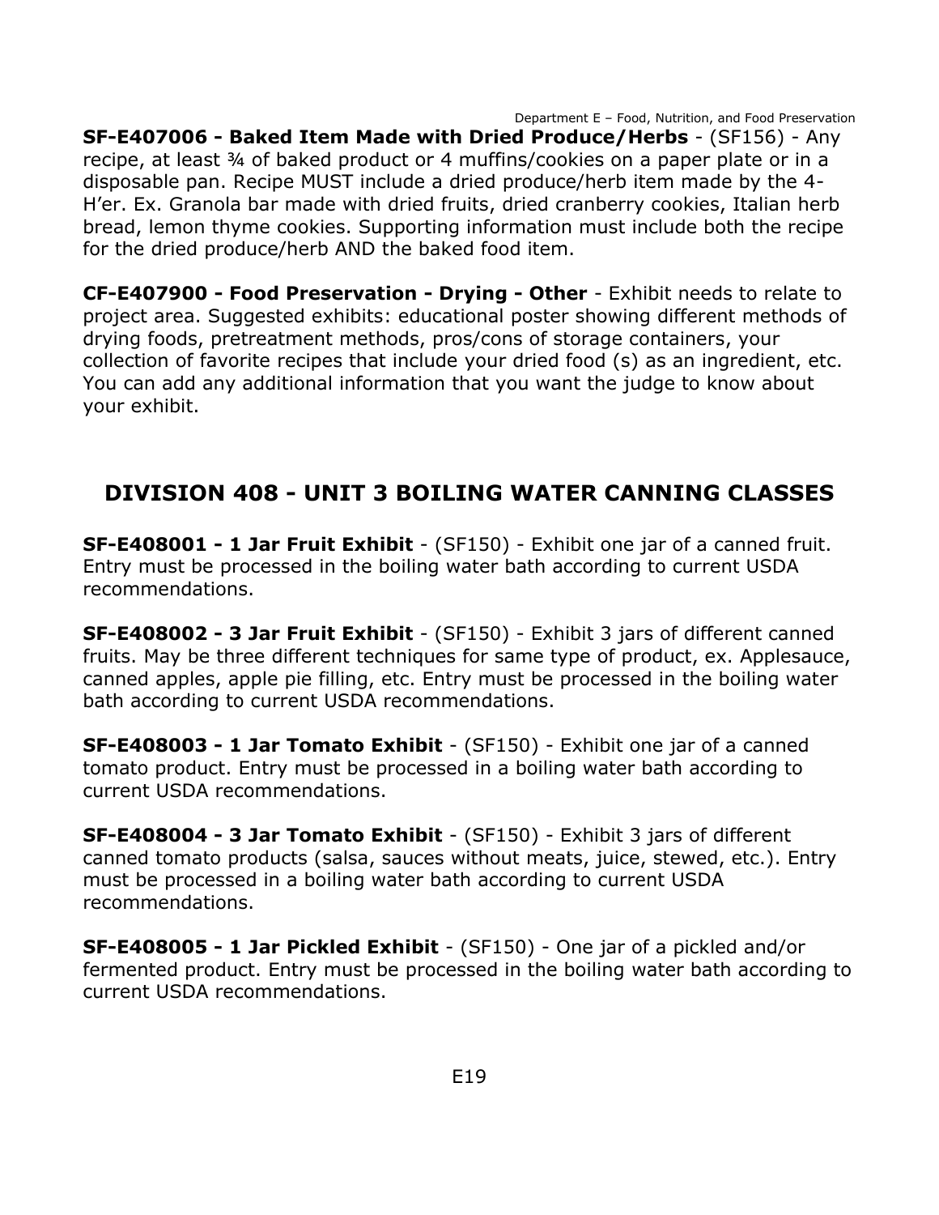**SF-E407006 - Baked Item Made with Dried Produce/Herbs** - (SF156) - Any recipe, at least ¾ of baked product or 4 muffins/cookies on a paper plate or in a disposable pan. Recipe MUST include a dried produce/herb item made by the 4-H'er. Ex. Granola bar made with dried fruits, dried cranberry cookies, Italian herb bread, lemon thyme cookies. Supporting information must include both the recipe for the dried produce/herb AND the baked food item.

**CF-E407900 - Food Preservation - Drying - Other** - Exhibit needs to relate to project area. Suggested exhibits: educational poster showing different methods of drying foods, pretreatment methods, pros/cons of storage containers, your collection of favorite recipes that include your dried food (s) as an ingredient, etc. You can add any additional information that you want the judge to know about your exhibit.

## DIVISION 408 - UNIT 3 BOILING WATER CANNING CLASSES

**SF-E408001 - 1 Jar Fruit Exhibit** - (SF150) - Exhibit one jar of a canned fruit. Entry must be processed in the boiling water bath according to current USDA recommendations.

**SF-E408002 - 3 Jar Fruit Exhibit** - (SF150) - Exhibit 3 jars of different canned fruits. May be three different techniques for same type of product, ex. Applesauce, canned apples, apple pie filling, etc. Entry must be processed in the boiling water bath according to current USDA recommendations.

**SF-E408003 - 1 Jar Tomato Exhibit** - (SF150) - Exhibit one jar of a canned tomato product. Entry must be processed in a boiling water bath according to current USDA recommendations.

**SF-E408004 - 3 Jar Tomato Exhibit** - (SF150) - Exhibit 3 jars of different canned tomato products (salsa, sauces without meats, juice, stewed, etc.). Entry must be processed in a boiling water bath according to current USDA recommendations.

**SF-E408005 - 1 Jar Pickled Exhibit** - (SF150) - One jar of a pickled and/or fermented product. Entry must be processed in the boiling water bath according to current USDA recommendations.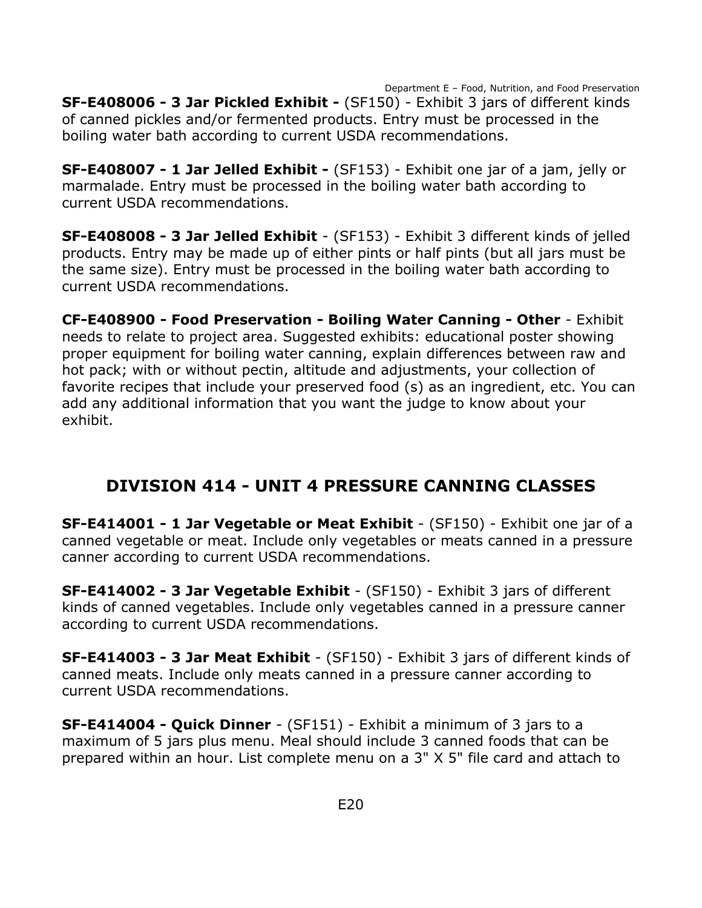**SF-E408006 - 3 Jar Pickled Exhibit -** (SF150) - Exhibit 3 jars of different kinds of canned pickles and/or fermented products. Entry must be processed in the boiling water bath according to current USDA recommendations.

**SF-E408007 - 1 Jar Jelled Exhibit -** (SF153) - Exhibit one jar of a jam, jelly or marmalade. Entry must be processed in the boiling water bath according to current USDA recommendations.

**SF-E408008 - 3 Jar Jelled Exhibit** - (SF153) - Exhibit 3 different kinds of jelled products. Entry may be made up of either pints or half pints (but all jars must be the same size). Entry must be processed in the boiling water bath according to current USDA recommendations.

**CF-E408900 - Food Preservation - Boiling Water Canning - Other** - Exhibit needs to relate to project area. Suggested exhibits: educational poster showing proper equipment for boiling water canning, explain differences between raw and hot pack; with or without pectin, altitude and adjustments, your collection of favorite recipes that include your preserved food (s) as an ingredient, etc. You can add any additional information that you want the judge to know about your exhibit.

## DIVISION 414 - UNIT 4 PRESSURE CANNING CLASSES

**SF-E414001 - 1 Jar Vegetable or Meat Exhibit** - (SF150) - Exhibit one jar of a canned vegetable or meat. Include only vegetables or meats canned in a pressure canner according to current USDA recommendations.

**SF-E414002 - 3 Jar Vegetable Exhibit** - (SF150) - Exhibit 3 jars of different kinds of canned vegetables. Include only vegetables canned in a pressure canner according to current USDA recommendations.

**SF-E414003 - 3 Jar Meat Exhibit** - (SF150) - Exhibit 3 jars of different kinds of canned meats. Include only meats canned in a pressure canner according to current USDA recommendations.

**SF-E414004 - Quick Dinner** - (SF151) - Exhibit a minimum of 3 jars to a maximum of 5 jars plus menu. Meal should include 3 canned foods that can be prepared within an hour. List complete menu on a 3" X 5" file card and attach to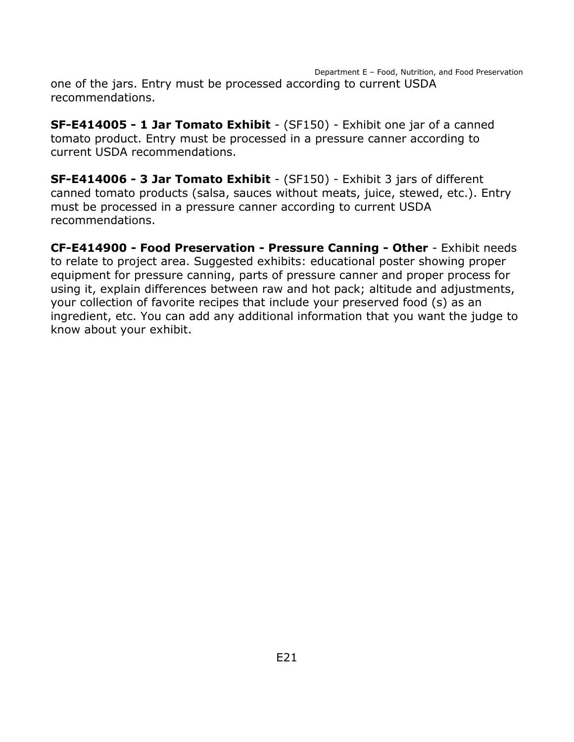one of the jars. Entry must be processed according to current USDA recommendations.

**SF-E414005 - 1 Jar Tomato Exhibit** - (SF150) - Exhibit one jar of a canned tomato product. Entry must be processed in a pressure canner according to current USDA recommendations.

**SF-E414006 - 3 Jar Tomato Exhibit** - (SF150) - Exhibit 3 jars of different canned tomato products (salsa, sauces without meats, juice, stewed, etc.). Entry must be processed in a pressure canner according to current USDA recommendations.

**CF-E414900 - Food Preservation - Pressure Canning - Other** - Exhibit needs to relate to project area. Suggested exhibits: educational poster showing proper equipment for pressure canning, parts of pressure canner and proper process for using it, explain differences between raw and hot pack; altitude and adjustments, your collection of favorite recipes that include your preserved food (s) as an ingredient, etc. You can add any additional information that you want the judge to know about your exhibit.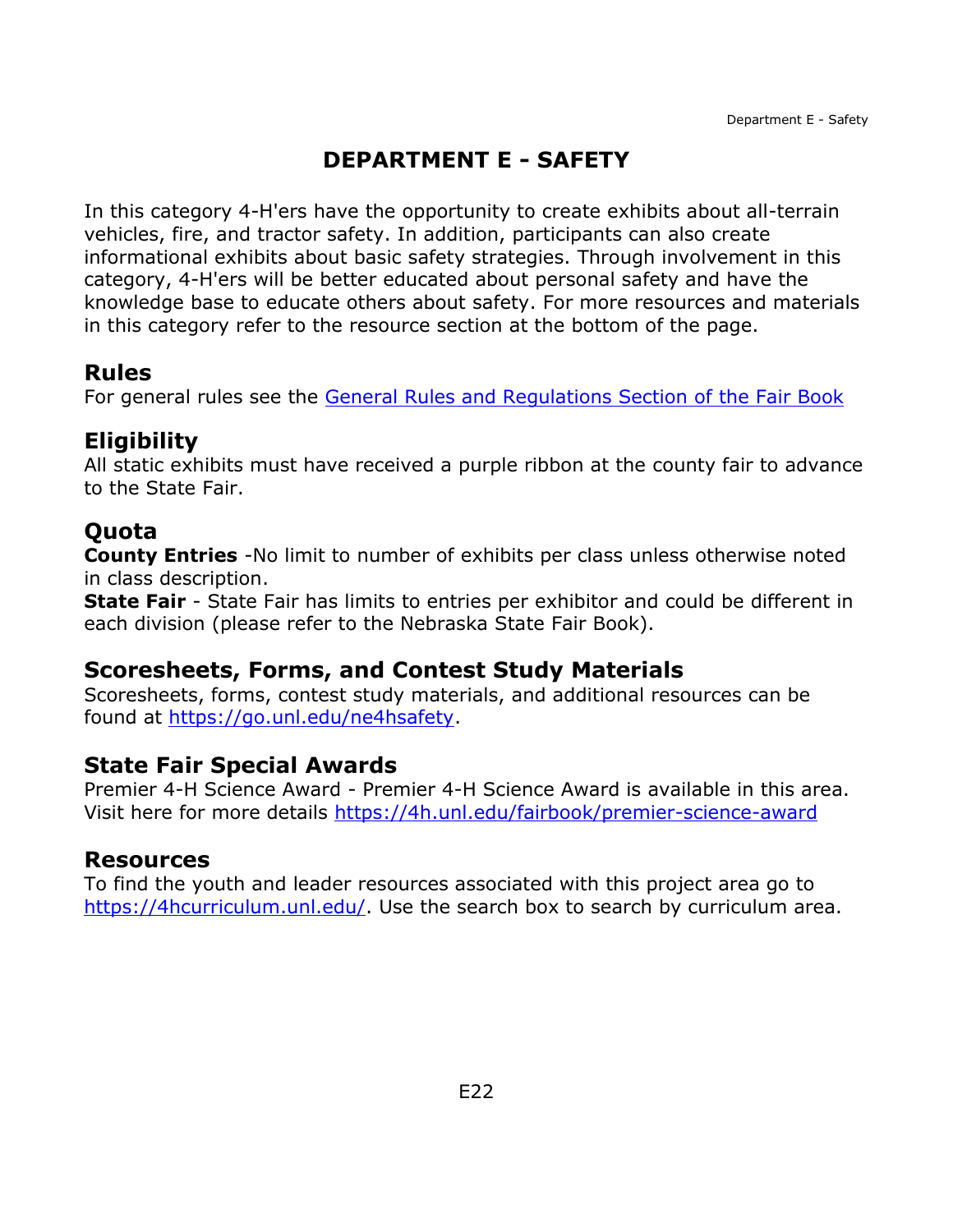# DEPARTMENT E - SAFETY

In this category 4-H'ers have the opportunity to create exhibits about all-terrain vehicles, fire, and tractor safety. In addition, participants can also create informational exhibits about basic safety strategies. Through involvement in this category, 4-H'ers will be better educated about personal safety and have the knowledge base to educate others about safety. For more resources and materials in this category refer to the resource section at the bottom of the page.

## Rules

For general rules see the [General Rules and Regulations Section of the Fair Book]

## Eligibility

All static exhibits must have received a purple ribbon at the county fair to advance to the State Fair.

## Quota

**County Entries** -No limit to number of exhibits per class unless otherwise noted in class description.
**State Fair** - State Fair has limits to entries per exhibitor and could be different in each division (please refer to the Nebraska State Fair Book).

## Scoresheets, Forms, and Contest Study Materials

Scoresheets, forms, contest study materials, and additional resources can be found at https://go.unl.edu/ne4hsafety.

## State Fair Special Awards

Premier 4-H Science Award - Premier 4-H Science Award is available in this area. Visit here for more details https://4h.unl.edu/fairbook/premier-science-award

## Resources

To find the youth and leader resources associated with this project area go to https://4hcurriculum.unl.edu/. Use the search box to search by curriculum area.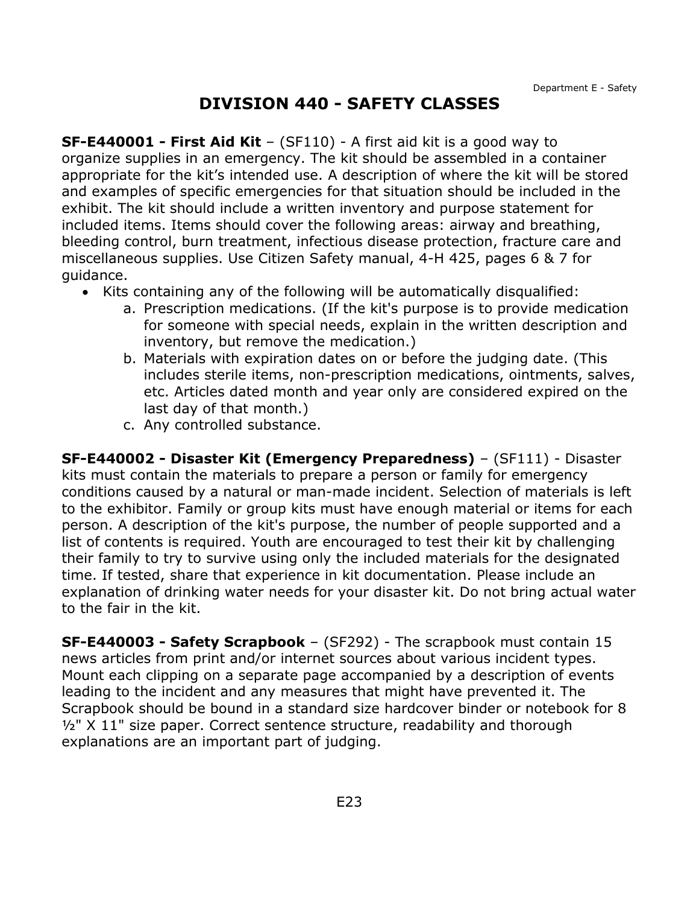# DIVISION 440 - SAFETY CLASSES

**SF-E440001 - First Aid Kit** – (SF110) - A first aid kit is a good way to organize supplies in an emergency. The kit should be assembled in a container appropriate for the kit's intended use. A description of where the kit will be stored and examples of specific emergencies for that situation should be included in the exhibit. The kit should include a written inventory and purpose statement for included items. Items should cover the following areas: airway and breathing, bleeding control, burn treatment, infectious disease protection, fracture care and miscellaneous supplies. Use Citizen Safety manual, 4-H 425, pages 6 & 7 for guidance.

- Kits containing any of the following will be automatically disqualified:
  a. Prescription medications. (If the kit's purpose is to provide medication for someone with special needs, explain in the written description and inventory, but remove the medication.)
  b. Materials with expiration dates on or before the judging date. (This includes sterile items, non-prescription medications, ointments, salves, etc. Articles dated month and year only are considered expired on the last day of that month.)
  c. Any controlled substance.

**SF-E440002 - Disaster Kit (Emergency Preparedness)** – (SF111) - Disaster kits must contain the materials to prepare a person or family for emergency conditions caused by a natural or man-made incident. Selection of materials is left to the exhibitor. Family or group kits must have enough material or items for each person. A description of the kit's purpose, the number of people supported and a list of contents is required. Youth are encouraged to test their kit by challenging their family to try to survive using only the included materials for the designated time. If tested, share that experience in kit documentation. Please include an explanation of drinking water needs for your disaster kit. Do not bring actual water to the fair in the kit.

**SF-E440003 - Safety Scrapbook** – (SF292) - The scrapbook must contain 15 news articles from print and/or internet sources about various incident types. Mount each clipping on a separate page accompanied by a description of events leading to the incident and any measures that might have prevented it. The Scrapbook should be bound in a standard size hardcover binder or notebook for 8 ½" X 11" size paper. Correct sentence structure, readability and thorough explanations are an important part of judging.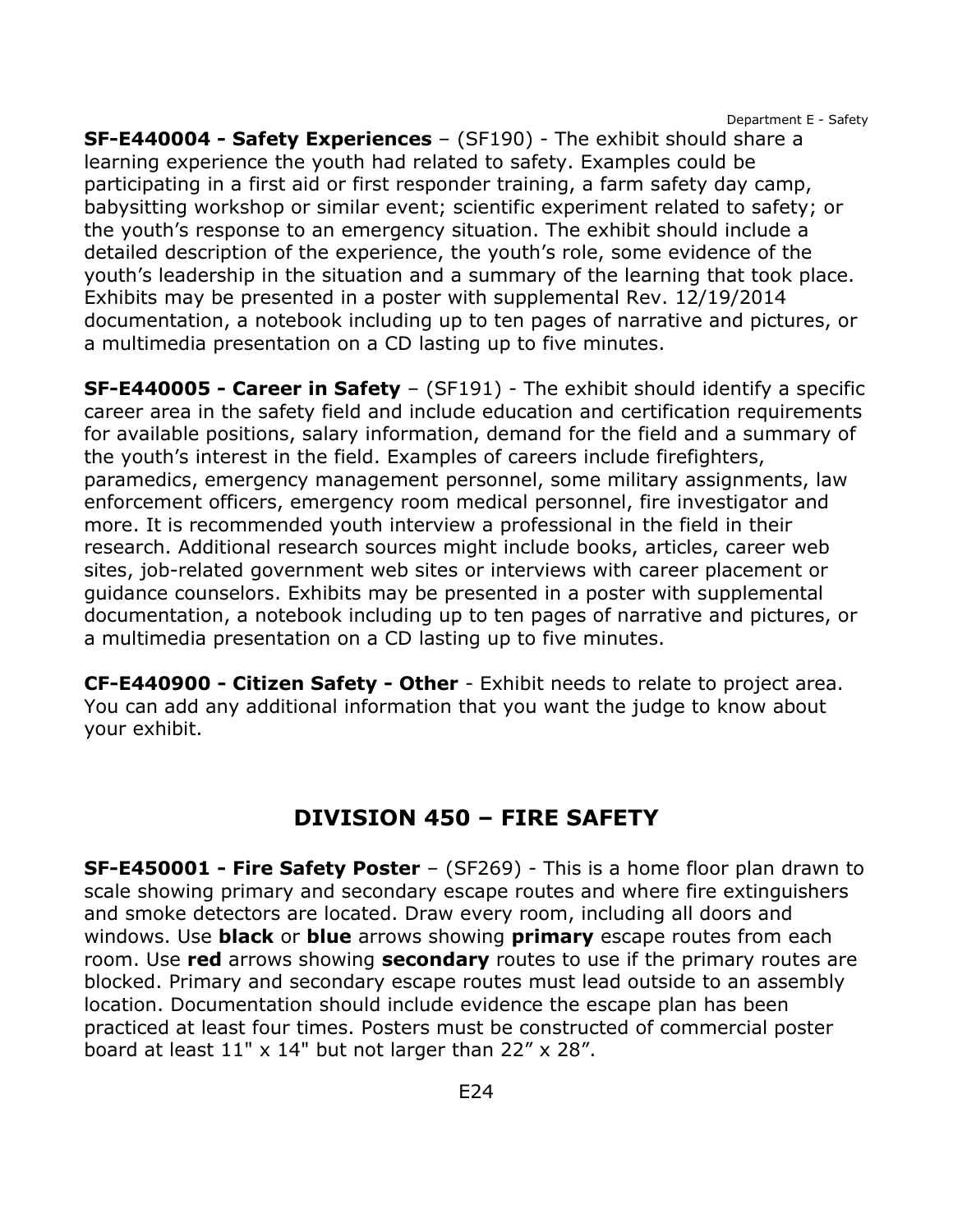**SF-E440004 - Safety Experiences** – (SF190) - The exhibit should share a learning experience the youth had related to safety. Examples could be participating in a first aid or first responder training, a farm safety day camp, babysitting workshop or similar event; scientific experiment related to safety; or the youth's response to an emergency situation. The exhibit should include a detailed description of the experience, the youth's role, some evidence of the youth's leadership in the situation and a summary of the learning that took place. Exhibits may be presented in a poster with supplemental Rev. 12/19/2014 documentation, a notebook including up to ten pages of narrative and pictures, or a multimedia presentation on a CD lasting up to five minutes.

**SF-E440005 - Career in Safety** – (SF191) - The exhibit should identify a specific career area in the safety field and include education and certification requirements for available positions, salary information, demand for the field and a summary of the youth's interest in the field. Examples of careers include firefighters, paramedics, emergency management personnel, some military assignments, law enforcement officers, emergency room medical personnel, fire investigator and more. It is recommended youth interview a professional in the field in their research. Additional research sources might include books, articles, career web sites, job-related government web sites or interviews with career placement or guidance counselors. Exhibits may be presented in a poster with supplemental documentation, a notebook including up to ten pages of narrative and pictures, or a multimedia presentation on a CD lasting up to five minutes.

**CF-E440900 - Citizen Safety - Other** - Exhibit needs to relate to project area. You can add any additional information that you want the judge to know about your exhibit.

## DIVISION 450 – FIRE SAFETY

**SF-E450001 - Fire Safety Poster** – (SF269) - This is a home floor plan drawn to scale showing primary and secondary escape routes and where fire extinguishers and smoke detectors are located. Draw every room, including all doors and windows. Use **black** or **blue** arrows showing **primary** escape routes from each room. Use **red** arrows showing **secondary** routes to use if the primary routes are blocked. Primary and secondary escape routes must lead outside to an assembly location. Documentation should include evidence the escape plan has been practiced at least four times. Posters must be constructed of commercial poster board at least 11" x 14" but not larger than 22" x 28".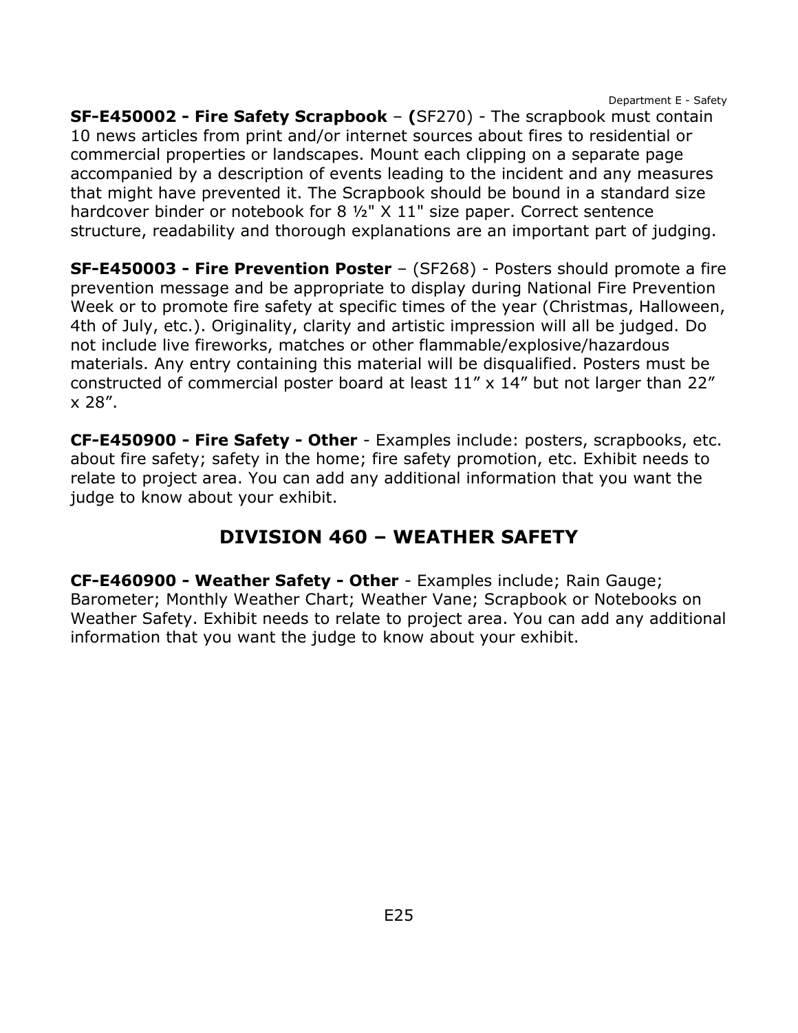**SF-E450002 - Fire Safety Scrapbook** – **(**SF270) - The scrapbook must contain 10 news articles from print and/or internet sources about fires to residential or commercial properties or landscapes. Mount each clipping on a separate page accompanied by a description of events leading to the incident and any measures that might have prevented it. The Scrapbook should be bound in a standard size hardcover binder or notebook for 8 ½" X 11" size paper. Correct sentence structure, readability and thorough explanations are an important part of judging.

**SF-E450003 - Fire Prevention Poster** – (SF268) - Posters should promote a fire prevention message and be appropriate to display during National Fire Prevention Week or to promote fire safety at specific times of the year (Christmas, Halloween, 4th of July, etc.). Originality, clarity and artistic impression will all be judged. Do not include live fireworks, matches or other flammable/explosive/hazardous materials. Any entry containing this material will be disqualified. Posters must be constructed of commercial poster board at least 11" x 14" but not larger than 22" x 28".

**CF-E450900 - Fire Safety - Other** - Examples include: posters, scrapbooks, etc. about fire safety; safety in the home; fire safety promotion, etc. Exhibit needs to relate to project area. You can add any additional information that you want the judge to know about your exhibit.

## DIVISION 460 – WEATHER SAFETY

**CF-E460900 - Weather Safety - Other** - Examples include; Rain Gauge; Barometer; Monthly Weather Chart; Weather Vane; Scrapbook or Notebooks on Weather Safety. Exhibit needs to relate to project area. You can add any additional information that you want the judge to know about your exhibit.